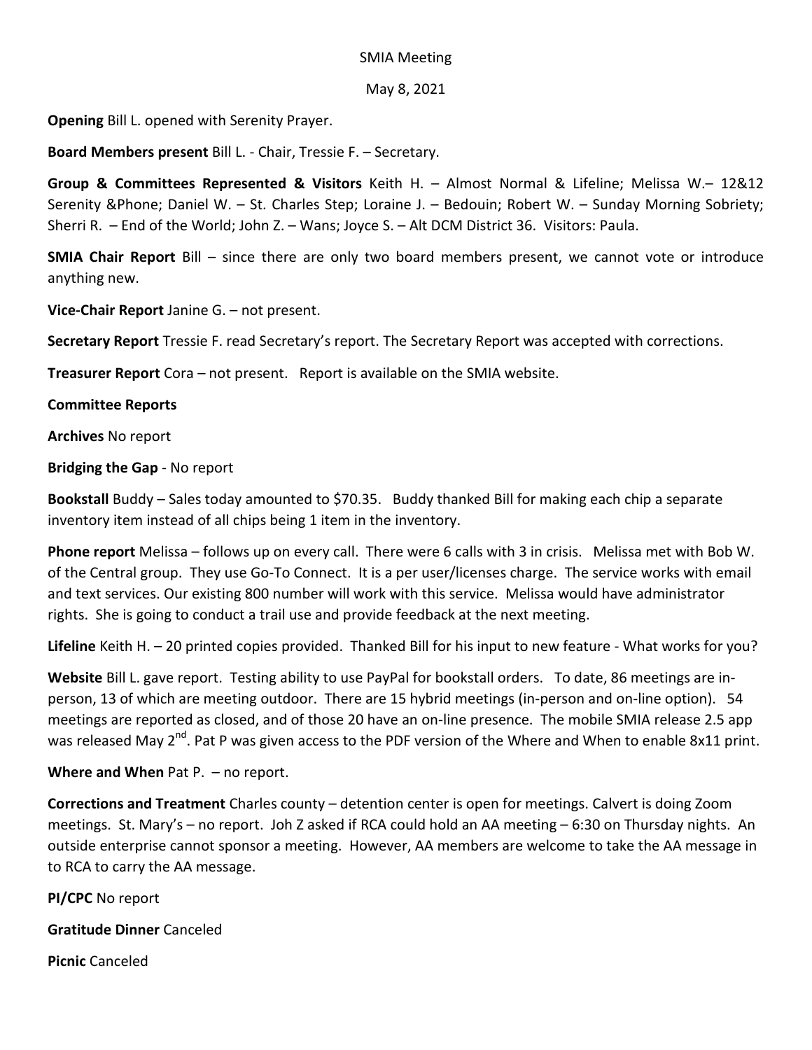SMIA Meeting

May 8, 2021

**Opening** Bill L. opened with Serenity Prayer.

**Board Members present** Bill L. - Chair, Tressie F. – Secretary.

**Group & Committees Represented & Visitors** Keith H. – Almost Normal & Lifeline; Melissa W.– 12&12 Serenity &Phone; Daniel W. – St. Charles Step; Loraine J. – Bedouin; Robert W. – Sunday Morning Sobriety; Sherri R. – End of the World; John Z. – Wans; Joyce S. – Alt DCM District 36. Visitors: Paula.

**SMIA Chair Report** Bill – since there are only two board members present, we cannot vote or introduce anything new.

**Vice-Chair Report** Janine G. – not present.

**Secretary Report** Tressie F. read Secretary's report. The Secretary Report was accepted with corrections.

**Treasurer Report** Cora – not present. Report is available on the SMIA website.

**Committee Reports**

**Archives** No report

**Bridging the Gap** - No report

**Bookstall** Buddy – Sales today amounted to $70.35. Buddy thanked Bill for making each chip a separate inventory item instead of all chips being 1 item in the inventory.

**Phone report** Melissa – follows up on every call. There were 6 calls with 3 in crisis. Melissa met with Bob W. of the Central group. They use Go-To Connect. It is a per user/licenses charge. The service works with email and text services. Our existing 800 number will work with this service. Melissa would have administrator rights. She is going to conduct a trail use and provide feedback at the next meeting.

**Lifeline** Keith H. – 20 printed copies provided. Thanked Bill for his input to new feature - What works for you?

**Website** Bill L. gave report. Testing ability to use PayPal for bookstall orders. To date, 86 meetings are in-person, 13 of which are meeting outdoor. There are 15 hybrid meetings (in-person and on-line option). 54 meetings are reported as closed, and of those 20 have an on-line presence. The mobile SMIA release 2.5 app was released May 2nd. Pat P was given access to the PDF version of the Where and When to enable 8x11 print.

**Where and When** Pat P. – no report.

**Corrections and Treatment** Charles county – detention center is open for meetings. Calvert is doing Zoom meetings. St. Mary's – no report. Joh Z asked if RCA could hold an AA meeting – 6:30 on Thursday nights. An outside enterprise cannot sponsor a meeting. However, AA members are welcome to take the AA message in to RCA to carry the AA message.

**PI/CPC** No report

**Gratitude Dinner** Canceled

**Picnic** Canceled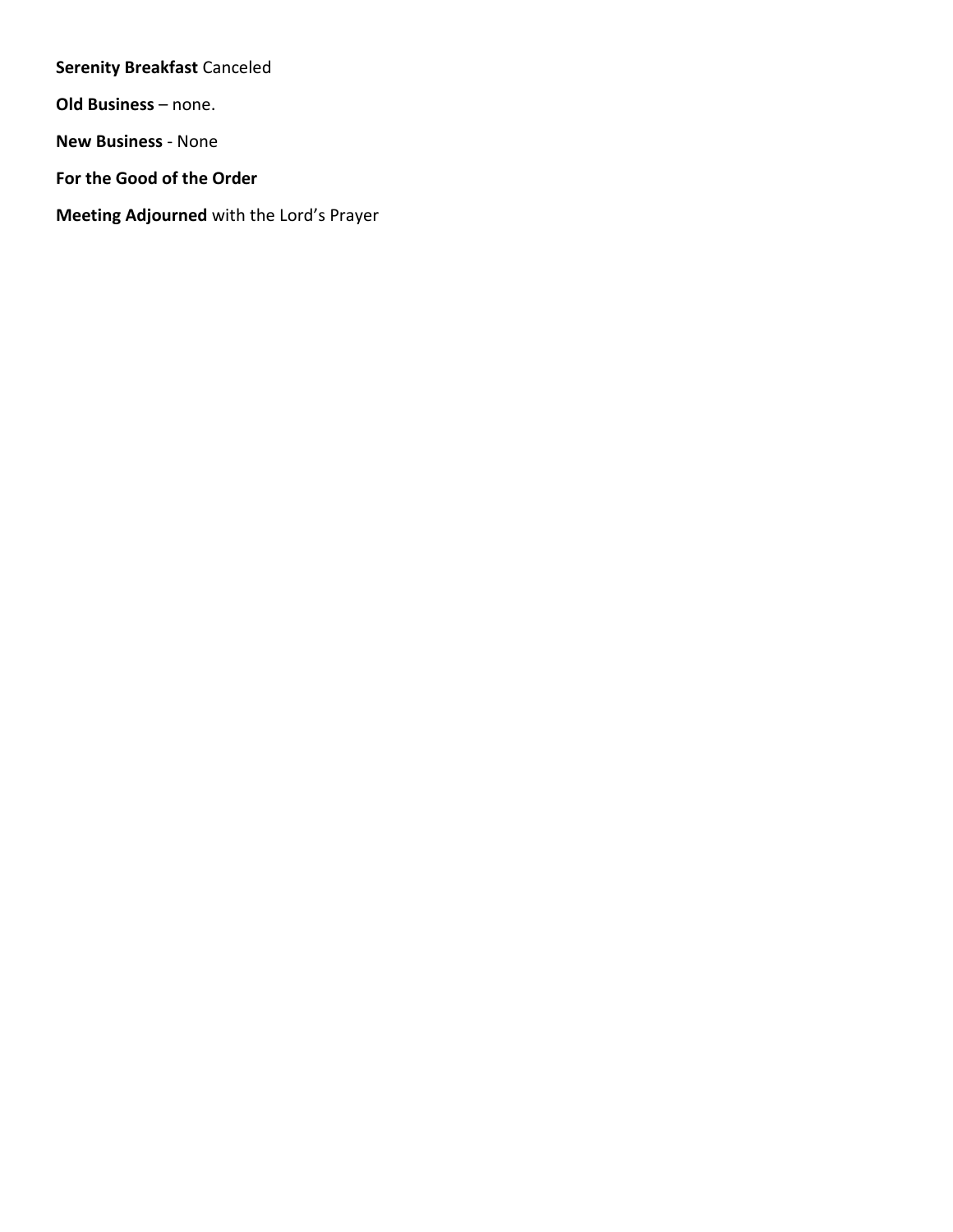**Serenity Breakfast** Canceled

**Old Business** – none.

**New Business** - None

**For the Good of the Order**

**Meeting Adjourned** with the Lord's Prayer